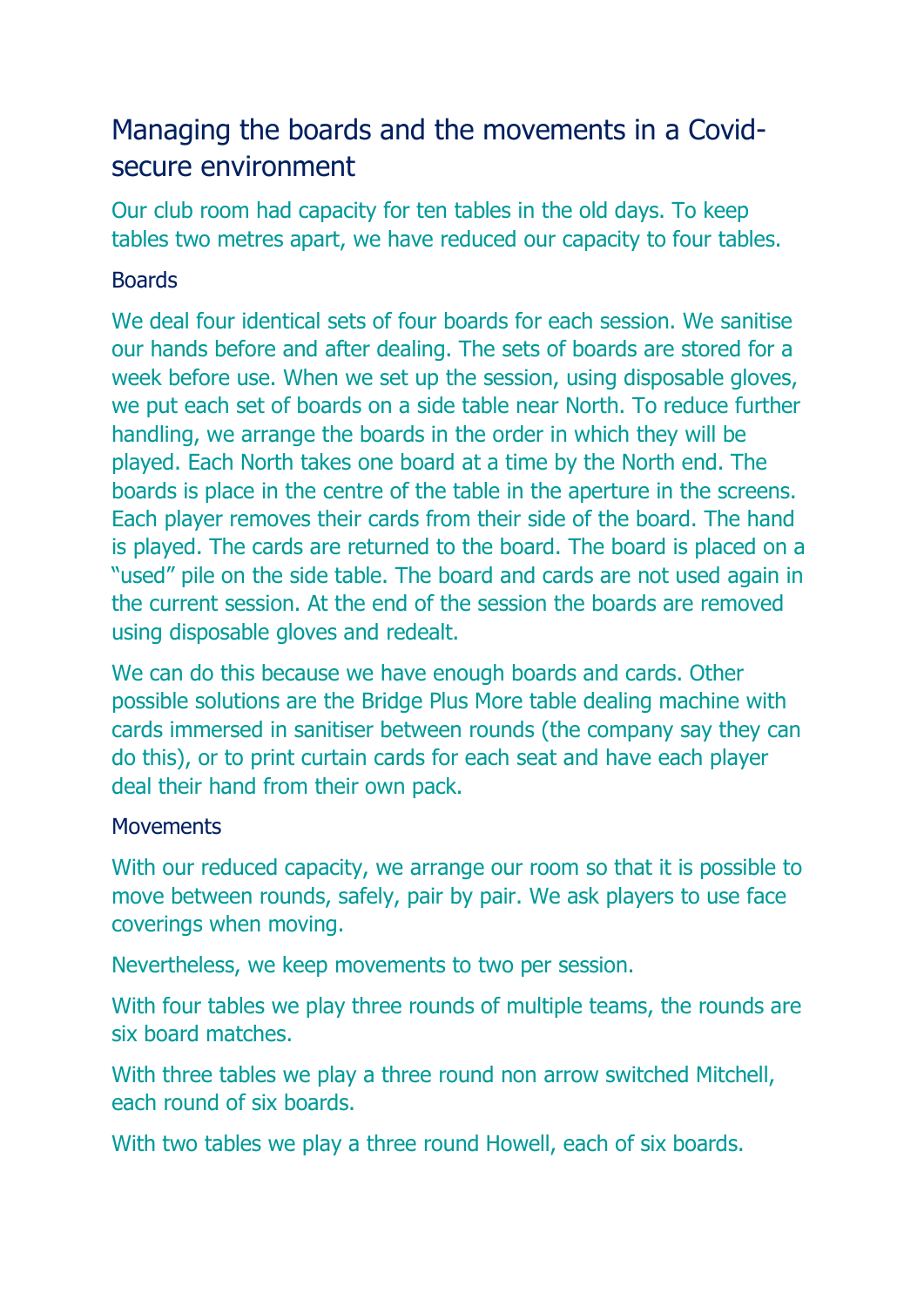# Managing the boards and the movements in a Covid-secure environment

Our club room had capacity for ten tables in the old days. To keep tables two metres apart, we have reduced our capacity to four tables.

## Boards

We deal four identical sets of four boards for each session. We sanitise our hands before and after dealing. The sets of boards are stored for a week before use. When we set up the session, using disposable gloves, we put each set of boards on a side table near North. To reduce further handling, we arrange the boards in the order in which they will be played. Each North takes one board at a time by the North end. The boards is place in the centre of the table in the aperture in the screens. Each player removes their cards from their side of the board. The hand is played. The cards are returned to the board. The board is placed on a "used" pile on the side table. The board and cards are not used again in the current session. At the end of the session the boards are removed using disposable gloves and redealt.

We can do this because we have enough boards and cards. Other possible solutions are the Bridge Plus More table dealing machine with cards immersed in sanitiser between rounds (the company say they can do this), or to print curtain cards for each seat and have each player deal their hand from their own pack.

## Movements

With our reduced capacity, we arrange our room so that it is possible to move between rounds, safely, pair by pair. We ask players to use face coverings when moving.

Nevertheless, we keep movements to two per session.

With four tables we play three rounds of multiple teams, the rounds are six board matches.

With three tables we play a three round non arrow switched Mitchell, each round of six boards.

With two tables we play a three round Howell, each of six boards.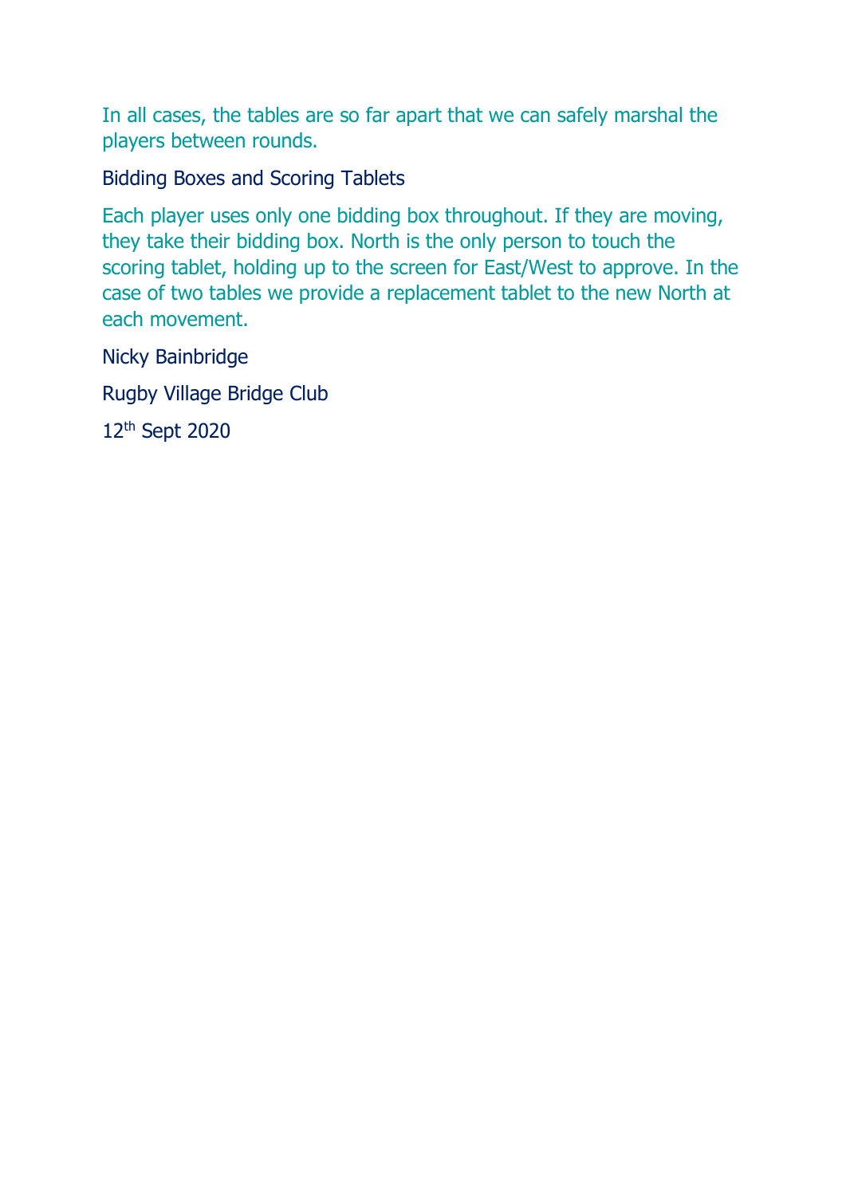In all cases, the tables are so far apart that we can safely marshal the players between rounds.

## Bidding Boxes and Scoring Tablets

Each player uses only one bidding box throughout. If they are moving, they take their bidding box. North is the only person to touch the scoring tablet, holding up to the screen for East/West to approve. In the case of two tables we provide a replacement tablet to the new North at each movement.

Nicky Bainbridge

Rugby Village Bridge Club

12th Sept 2020